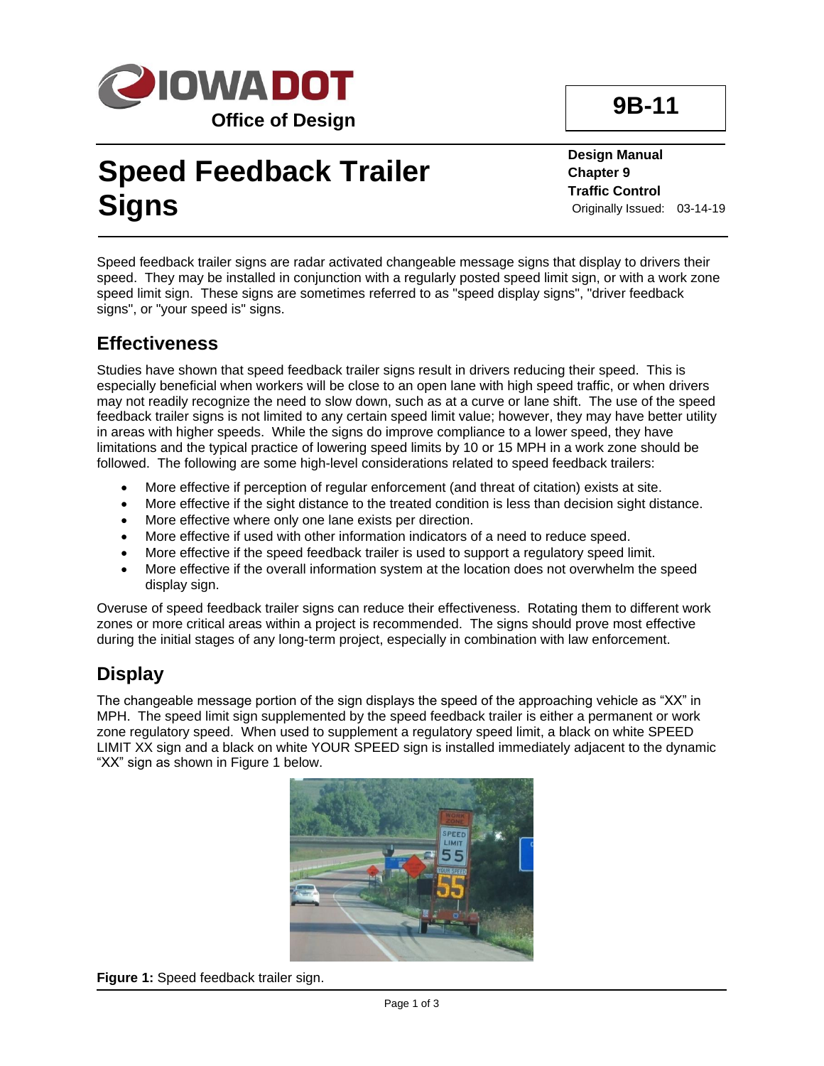Iowa DOT Office of Design

**9B-11**

# Speed Feedback Trailer Signs

**Design Manual**
**Chapter 9**
**Traffic Control**
Originally Issued: 03-14-19

Speed feedback trailer signs are radar activated changeable message signs that display to drivers their speed. They may be installed in conjunction with a regularly posted speed limit sign, or with a work zone speed limit sign. These signs are sometimes referred to as "speed display signs", "driver feedback signs", or "your speed is" signs.

## Effectiveness

Studies have shown that speed feedback trailer signs result in drivers reducing their speed. This is especially beneficial when workers will be close to an open lane with high speed traffic, or when drivers may not readily recognize the need to slow down, such as at a curve or lane shift. The use of the speed feedback trailer signs is not limited to any certain speed limit value; however, they may have better utility in areas with higher speeds. While the signs do improve compliance to a lower speed, they have limitations and the typical practice of lowering speed limits by 10 or 15 MPH in a work zone should be followed. The following are some high-level considerations related to speed feedback trailers:

- More effective if perception of regular enforcement (and threat of citation) exists at site.
- More effective if the sight distance to the treated condition is less than decision sight distance.
- More effective where only one lane exists per direction.
- More effective if used with other information indicators of a need to reduce speed.
- More effective if the speed feedback trailer is used to support a regulatory speed limit.
- More effective if the overall information system at the location does not overwhelm the speed display sign.

Overuse of speed feedback trailer signs can reduce their effectiveness. Rotating them to different work zones or more critical areas within a project is recommended. The signs should prove most effective during the initial stages of any long-term project, especially in combination with law enforcement.

## Display

The changeable message portion of the sign displays the speed of the approaching vehicle as "XX" in MPH. The speed limit sign supplemented by the speed feedback trailer is either a permanent or work zone regulatory speed. When used to supplement a regulatory speed limit, a black on white SPEED LIMIT XX sign and a black on white YOUR SPEED sign is installed immediately adjacent to the dynamic "XX" sign as shown in Figure 1 below.

**Figure 1:** Speed feedback trailer sign.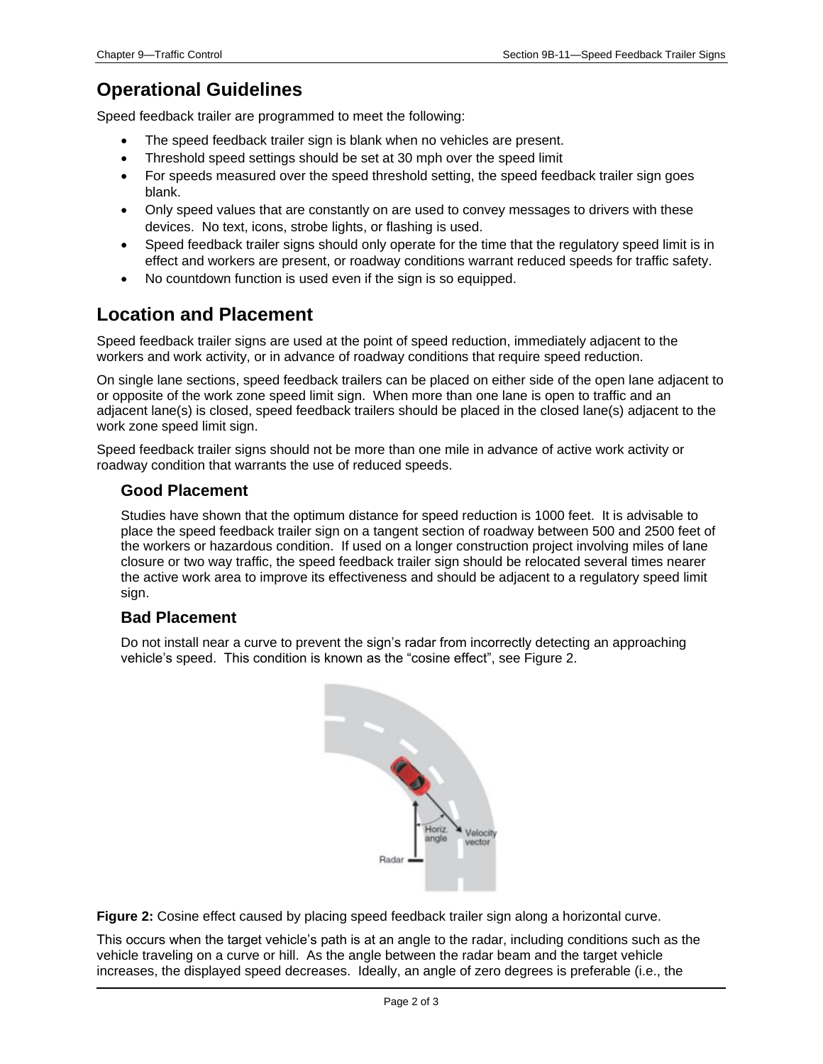## Operational Guidelines

Speed feedback trailer are programmed to meet the following:

- The speed feedback trailer sign is blank when no vehicles are present.
- Threshold speed settings should be set at 30 mph over the speed limit
- For speeds measured over the speed threshold setting, the speed feedback trailer sign goes blank.
- Only speed values that are constantly on are used to convey messages to drivers with these devices. No text, icons, strobe lights, or flashing is used.
- Speed feedback trailer signs should only operate for the time that the regulatory speed limit is in effect and workers are present, or roadway conditions warrant reduced speeds for traffic safety.
- No countdown function is used even if the sign is so equipped.

## Location and Placement

Speed feedback trailer signs are used at the point of speed reduction, immediately adjacent to the workers and work activity, or in advance of roadway conditions that require speed reduction.

On single lane sections, speed feedback trailers can be placed on either side of the open lane adjacent to or opposite of the work zone speed limit sign. When more than one lane is open to traffic and an adjacent lane(s) is closed, speed feedback trailers should be placed in the closed lane(s) adjacent to the work zone speed limit sign.

Speed feedback trailer signs should not be more than one mile in advance of active work activity or roadway condition that warrants the use of reduced speeds.

### Good Placement

Studies have shown that the optimum distance for speed reduction is 1000 feet. It is advisable to place the speed feedback trailer sign on a tangent section of roadway between 500 and 2500 feet of the workers or hazardous condition. If used on a longer construction project involving miles of lane closure or two way traffic, the speed feedback trailer sign should be relocated several times nearer the active work area to improve its effectiveness and should be adjacent to a regulatory speed limit sign.

### Bad Placement

Do not install near a curve to prevent the sign's radar from incorrectly detecting an approaching vehicle's speed. This condition is known as the "cosine effect", see Figure 2.

**Figure 2:** Cosine effect caused by placing speed feedback trailer sign along a horizontal curve.

This occurs when the target vehicle's path is at an angle to the radar, including conditions such as the vehicle traveling on a curve or hill. As the angle between the radar beam and the target vehicle increases, the displayed speed decreases. Ideally, an angle of zero degrees is preferable (i.e., the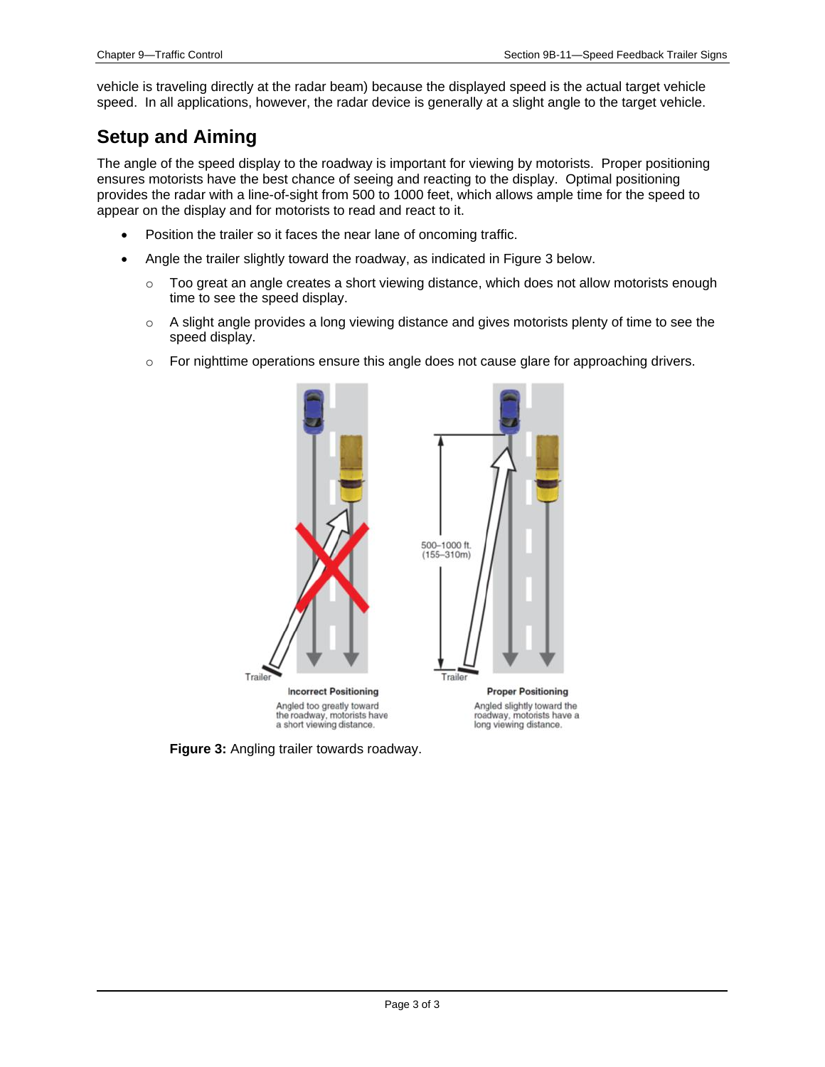vehicle is traveling directly at the radar beam) because the displayed speed is the actual target vehicle speed. In all applications, however, the radar device is generally at a slight angle to the target vehicle.

## Setup and Aiming

The angle of the speed display to the roadway is important for viewing by motorists. Proper positioning ensures motorists have the best chance of seeing and reacting to the display. Optimal positioning provides the radar with a line-of-sight from 500 to 1000 feet, which allows ample time for the speed to appear on the display and for motorists to read and react to it.

- Position the trailer so it faces the near lane of oncoming traffic.
- Angle the trailer slightly toward the roadway, as indicated in Figure 3 below.
  - Too great an angle creates a short viewing distance, which does not allow motorists enough time to see the speed display.
  - A slight angle provides a long viewing distance and gives motorists plenty of time to see the speed display.
  - For nighttime operations ensure this angle does not cause glare for approaching drivers.

**Incorrect Positioning**

Angled too greatly toward the roadway, motorists have a short viewing distance.

**Proper Positioning**

Angled slightly toward the roadway, motorists have a long viewing distance.

**Figure 3:** Angling trailer towards roadway.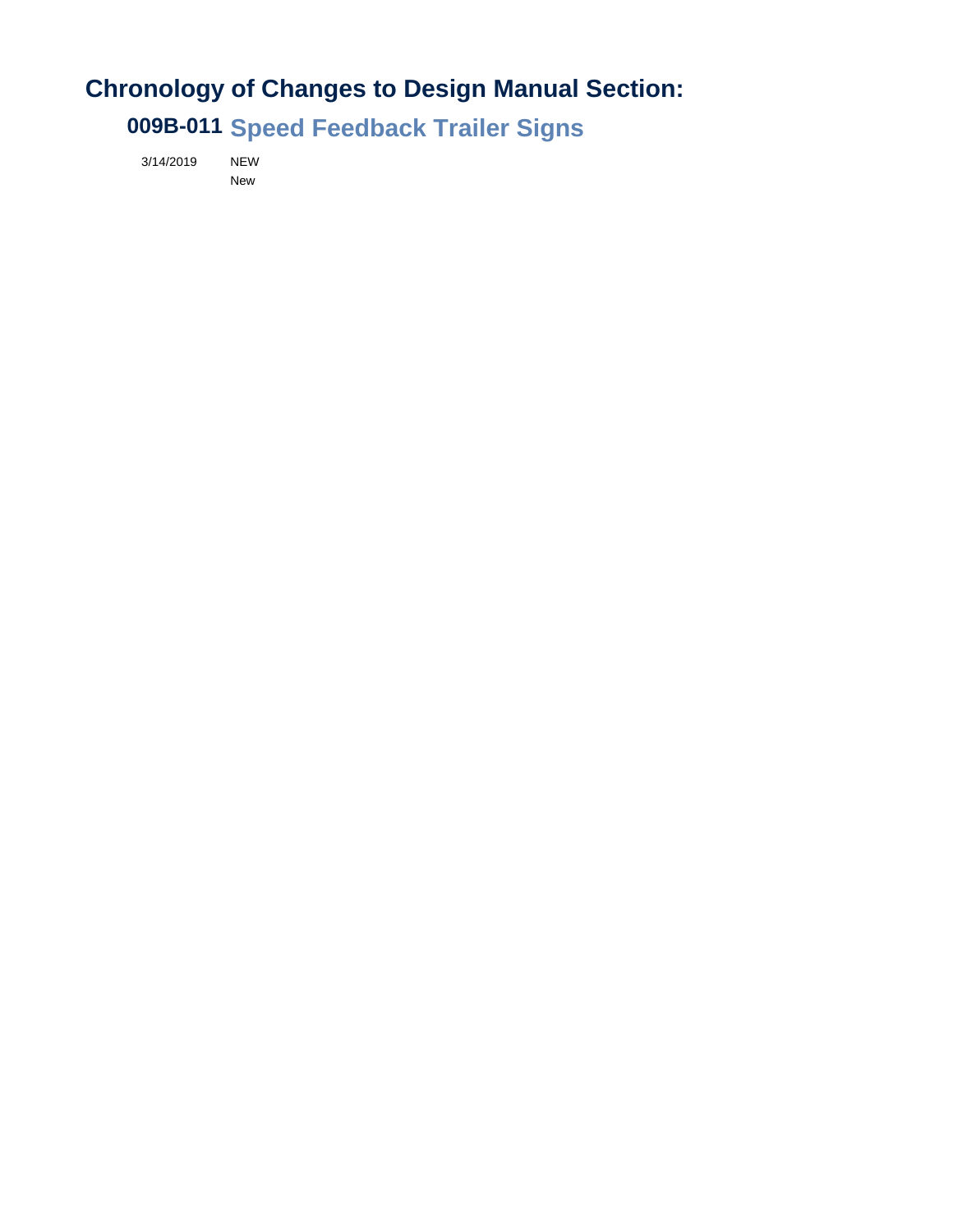# Chronology of Changes to Design Manual Section:

## 009B-011 Speed Feedback Trailer Signs

| | |
|---|---|
| 3/14/2019 | NEW<br>New |